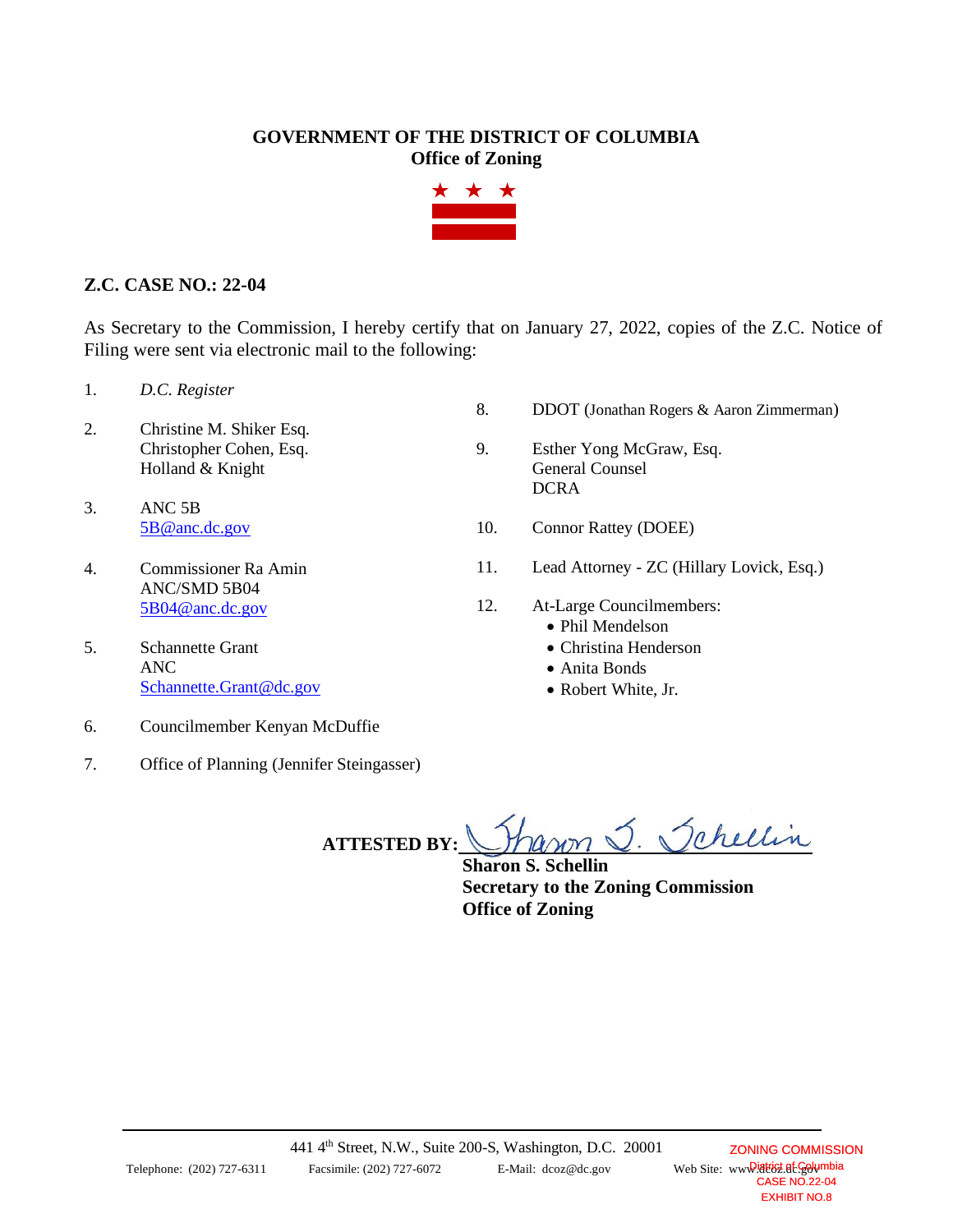**GOVERNMENT OF THE DISTRICT OF COLUMBIA**
**Office of Zoning**

## Z.C. CASE NO.: 22-04

As Secretary to the Commission, I hereby certify that on January 27, 2022, copies of the Z.C. Notice of Filing were sent via electronic mail to the following:

1. *D.C. Register*
2. Christine M. Shiker Esq.
   Christopher Cohen, Esq.
   Holland & Knight
3. ANC 5B
   5B@anc.dc.gov
4. Commissioner Ra Amin
   ANC/SMD 5B04
   5B04@anc.dc.gov
5. Schannette Grant
   ANC
   Schannette.Grant@dc.gov
6. Councilmember Kenyan McDuffie
7. Office of Planning (Jennifer Steingasser)
8. DDOT (Jonathan Rogers & Aaron Zimmerman)
9. Esther Yong McGraw, Esq.
   General Counsel
   DCRA
10. Connor Rattey (DOEE)
11. Lead Attorney - ZC (Hillary Lovick, Esq.)
12. At-Large Councilmembers:
    - Phil Mendelson
    - Christina Henderson
    - Anita Bonds
    - Robert White, Jr.

**ATTESTED BY:** Sharon S. Schellin

**Sharon S. Schellin**
**Secretary to the Zoning Commission**
**Office of Zoning**

441 4th Street, N.W., Suite 200-S, Washington, D.C. 20001
Telephone: (202) 727-6311 Facsimile: (202) 727-6072 E-Mail: dcoz@dc.gov Web Site: www.dcoz.dc.gov

ZONING COMMISSION
District of Columbia
CASE NO.22-04
EXHIBIT NO.8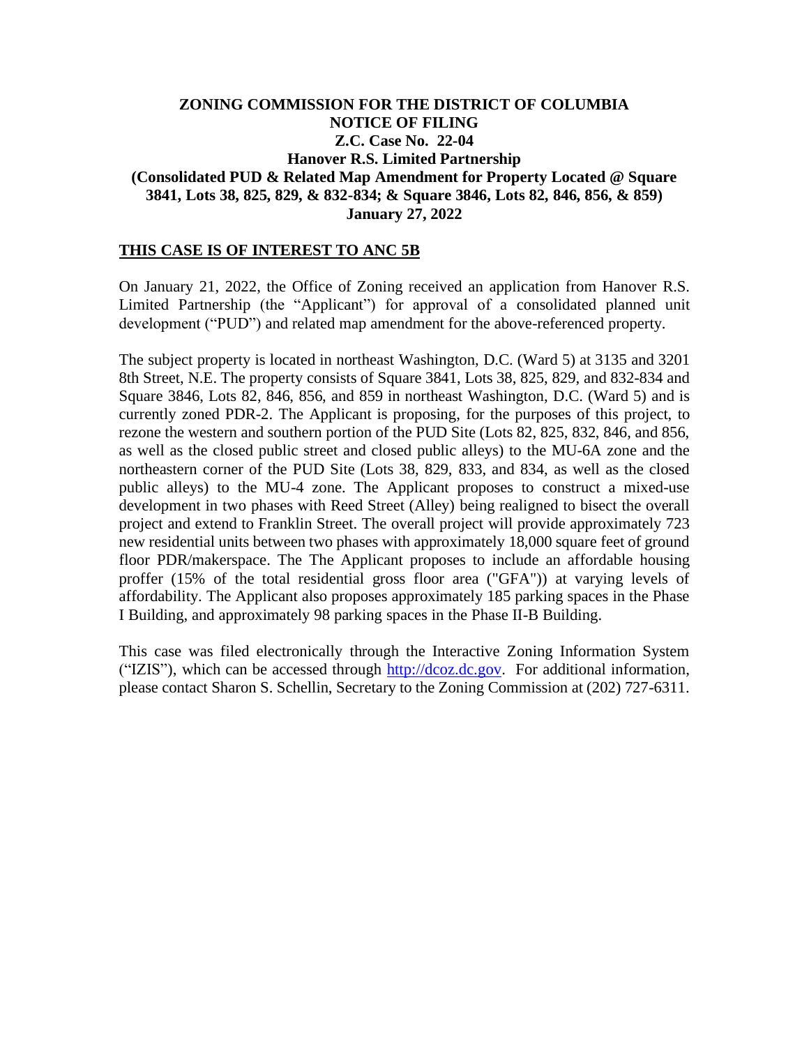**ZONING COMMISSION FOR THE DISTRICT OF COLUMBIA**
**NOTICE OF FILING**
**Z.C. Case No. 22-04**
**Hanover R.S. Limited Partnership**
**(Consolidated PUD & Related Map Amendment for Property Located @ Square 3841, Lots 38, 825, 829, & 832-834; & Square 3846, Lots 82, 846, 856, & 859)**
**January 27, 2022**

**THIS CASE IS OF INTEREST TO ANC 5B**

On January 21, 2022, the Office of Zoning received an application from Hanover R.S. Limited Partnership (the "Applicant") for approval of a consolidated planned unit development ("PUD") and related map amendment for the above-referenced property.

The subject property is located in northeast Washington, D.C. (Ward 5) at 3135 and 3201 8th Street, N.E. The property consists of Square 3841, Lots 38, 825, 829, and 832-834 and Square 3846, Lots 82, 846, 856, and 859 in northeast Washington, D.C. (Ward 5) and is currently zoned PDR-2. The Applicant is proposing, for the purposes of this project, to rezone the western and southern portion of the PUD Site (Lots 82, 825, 832, 846, and 856, as well as the closed public street and closed public alleys) to the MU-6A zone and the northeastern corner of the PUD Site (Lots 38, 829, 833, and 834, as well as the closed public alleys) to the MU-4 zone. The Applicant proposes to construct a mixed-use development in two phases with Reed Street (Alley) being realigned to bisect the overall project and extend to Franklin Street. The overall project will provide approximately 723 new residential units between two phases with approximately 18,000 square feet of ground floor PDR/makerspace. The The Applicant proposes to include an affordable housing proffer (15% of the total residential gross floor area ("GFA")) at varying levels of affordability. The Applicant also proposes approximately 185 parking spaces in the Phase I Building, and approximately 98 parking spaces in the Phase II-B Building.

This case was filed electronically through the Interactive Zoning Information System ("IZIS"), which can be accessed through http://dcoz.dc.gov. For additional information, please contact Sharon S. Schellin, Secretary to the Zoning Commission at (202) 727-6311.